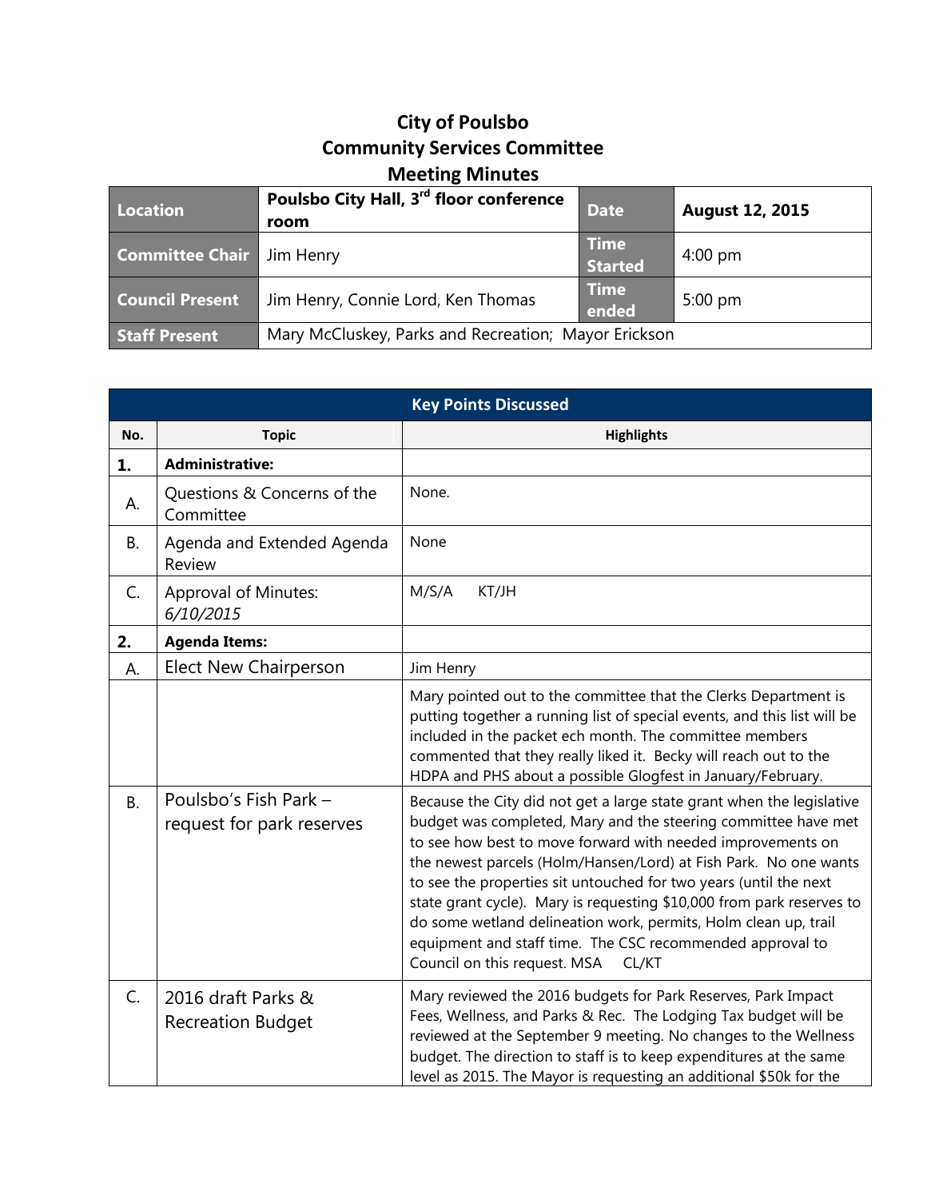# City of Poulsbo
# Community Services Committee
# Meeting Minutes

| Location | Poulsbo City Hall, 3rd floor conference room | Date | August 12, 2015 |
|---|---|---|---|
| Committee Chair | Jim Henry | Time Started | 4:00 pm |
| Council Present | Jim Henry, Connie Lord, Ken Thomas | Time ended | 5:00 pm |
| Staff Present | Mary McCluskey, Parks and Recreation; Mayor Erickson | | |

| Key Points Discussed | | |
|---|---|---|
| **No.** | **Topic** | **Highlights** |
| **1.** | **Administrative:** | |
| A. | Questions & Concerns of the Committee | None. |
| B. | Agenda and Extended Agenda Review | None |
| C. | Approval of Minutes: *6/10/2015* | M/S/A KT/JH |
| **2.** | **Agenda Items:** | |
| A. | Elect New Chairperson | Jim Henry |
| | | Mary pointed out to the committee that the Clerks Department is putting together a running list of special events, and this list will be included in the packet ech month. The committee members commented that they really liked it. Becky will reach out to the HDPA and PHS about a possible Glogfest in January/February. |
| B. | Poulsbo's Fish Park – request for park reserves | Because the City did not get a large state grant when the legislative budget was completed, Mary and the steering committee have met to see how best to move forward with needed improvements on the newest parcels (Holm/Hansen/Lord) at Fish Park. No one wants to see the properties sit untouched for two years (until the next state grant cycle). Mary is requesting $10,000 from park reserves to do some wetland delineation work, permits, Holm clean up, trail equipment and staff time. The CSC recommended approval to Council on this request. MSA CL/KT |
| C. | 2016 draft Parks & Recreation Budget | Mary reviewed the 2016 budgets for Park Reserves, Park Impact Fees, Wellness, and Parks & Rec. The Lodging Tax budget will be reviewed at the September 9 meeting. No changes to the Wellness budget. The direction to staff is to keep expenditures at the same level as 2015. The Mayor is requesting an additional $50k for the |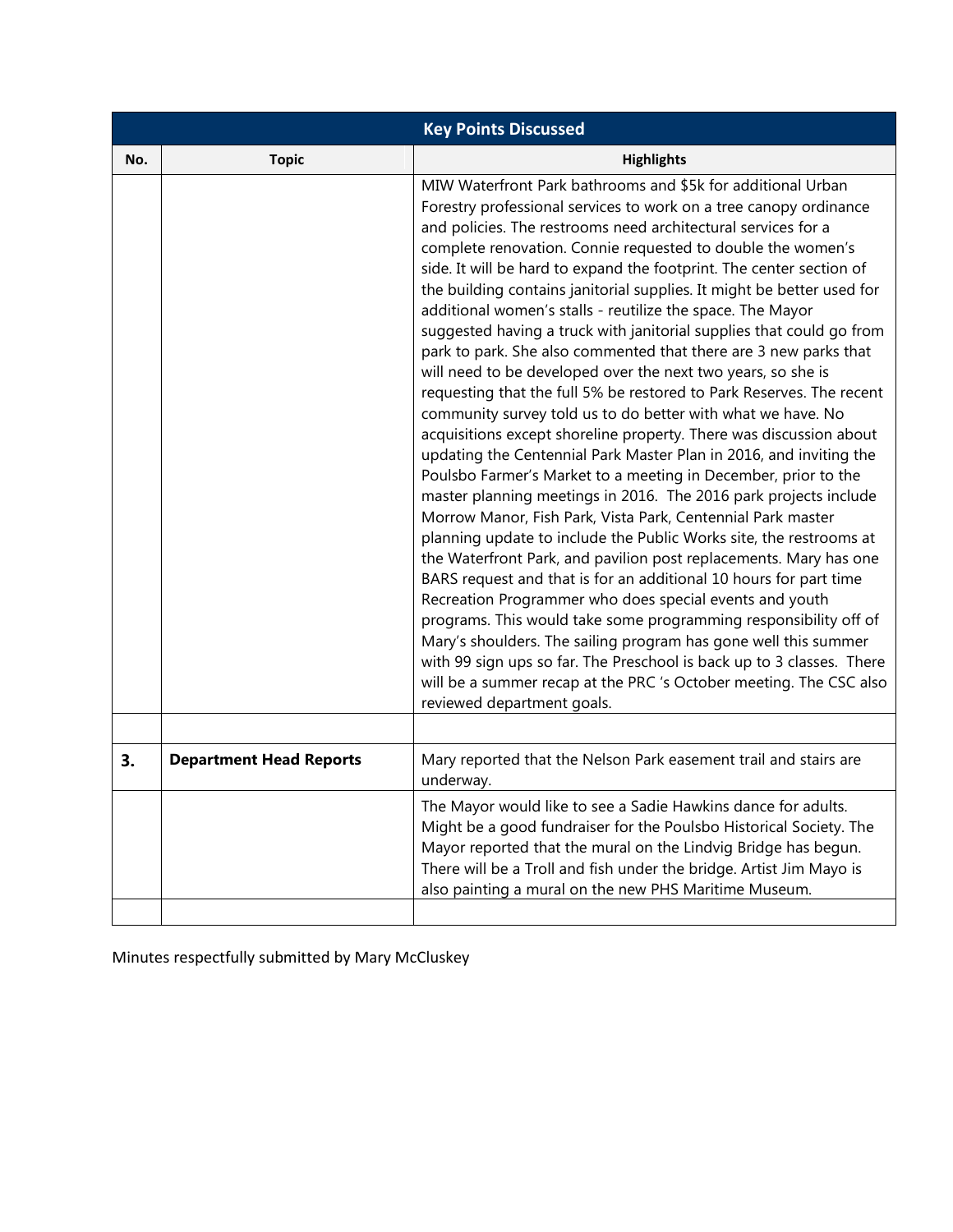| Key Points Discussed | | |
|---|---|---|
| **No.** | **Topic** | **Highlights** |
| | | MIW Waterfront Park bathrooms and $5k for additional Urban Forestry professional services to work on a tree canopy ordinance and policies. The restrooms need architectural services for a complete renovation. Connie requested to double the women's side. It will be hard to expand the footprint. The center section of the building contains janitorial supplies. It might be better used for additional women's stalls - reutilize the space. The Mayor suggested having a truck with janitorial supplies that could go from park to park. She also commented that there are 3 new parks that will need to be developed over the next two years, so she is requesting that the full 5% be restored to Park Reserves. The recent community survey told us to do better with what we have. No acquisitions except shoreline property. There was discussion about updating the Centennial Park Master Plan in 2016, and inviting the Poulsbo Farmer's Market to a meeting in December, prior to the master planning meetings in 2016. The 2016 park projects include Morrow Manor, Fish Park, Vista Park, Centennial Park master planning update to include the Public Works site, the restrooms at the Waterfront Park, and pavilion post replacements. Mary has one BARS request and that is for an additional 10 hours for part time Recreation Programmer who does special events and youth programs. This would take some programming responsibility off of Mary's shoulders. The sailing program has gone well this summer with 99 sign ups so far. The Preschool is back up to 3 classes. There will be a summer recap at the PRC 's October meeting. The CSC also reviewed department goals. |
| | | |
| **3.** | **Department Head Reports** | Mary reported that the Nelson Park easement trail and stairs are underway. |
| | | The Mayor would like to see a Sadie Hawkins dance for adults. Might be a good fundraiser for the Poulsbo Historical Society. The Mayor reported that the mural on the Lindvig Bridge has begun. There will be a Troll and fish under the bridge. Artist Jim Mayo is also painting a mural on the new PHS Maritime Museum. |
| | | |

Minutes respectfully submitted by Mary McCluskey